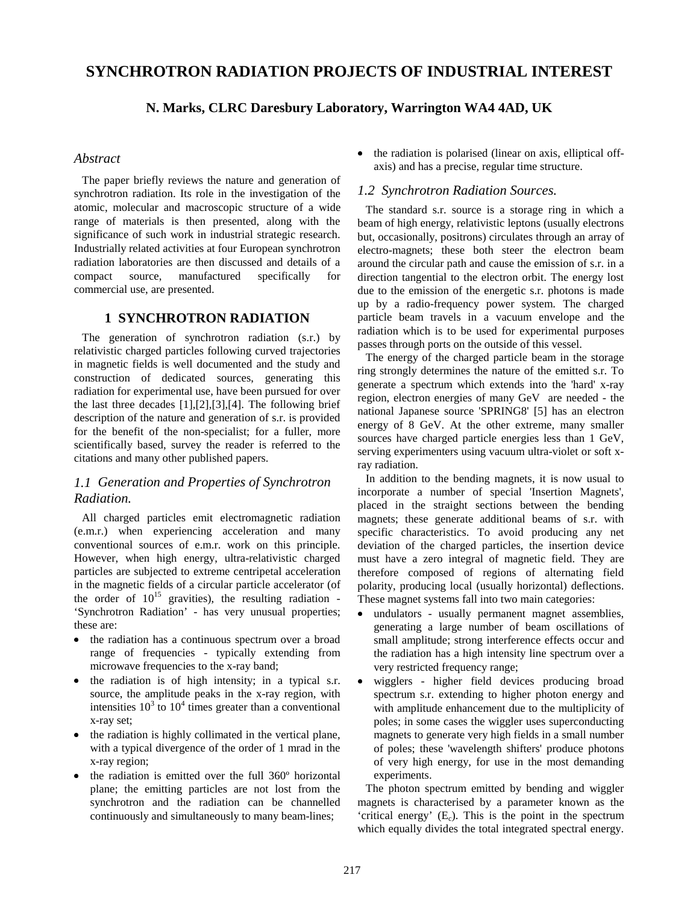# SYNCHROTRON RADIATION PROJECTS OF INDUSTRIAL INTEREST

**N. Marks, CLRC Daresbury Laboratory, Warrington WA4 4AD, UK**

## *Abstract*

The paper briefly reviews the nature and generation of synchrotron radiation. Its role in the investigation of the atomic, molecular and macroscopic structure of a wide range of materials is then presented, along with the significance of such work in industrial strategic research. Industrially related activities at four European synchrotron radiation laboratories are then discussed and details of a compact source, manufactured specifically for commercial use, are presented.

## 1 SYNCHROTRON RADIATION

The generation of synchrotron radiation (s.r.) by relativistic charged particles following curved trajectories in magnetic fields is well documented and the study and construction of dedicated sources, generating this radiation for experimental use, have been pursued for over the last three decades [1],[2],[3],[4]. The following brief description of the nature and generation of s.r. is provided for the benefit of the non-specialist; for a fuller, more scientifically based, survey the reader is referred to the citations and many other published papers.

### *1.1 Generation and Properties of Synchrotron Radiation.*

All charged particles emit electromagnetic radiation (e.m.r.) when experiencing acceleration and many conventional sources of e.m.r. work on this principle. However, when high energy, ultra-relativistic charged particles are subjected to extreme centripetal acceleration in the magnetic fields of a circular particle accelerator (of the order of $10^{15}$ gravities), the resulting radiation - 'Synchrotron Radiation' - has very unusual properties; these are:

- the radiation has a continuous spectrum over a broad range of frequencies - typically extending from microwave frequencies to the x-ray band;
- the radiation is of high intensity; in a typical s.r. source, the amplitude peaks in the x-ray region, with intensities $10^3$ to $10^4$ times greater than a conventional x-ray set;
- the radiation is highly collimated in the vertical plane, with a typical divergence of the order of 1 mrad in the x-ray region;
- the radiation is emitted over the full 360º horizontal plane; the emitting particles are not lost from the synchrotron and the radiation can be channelled continuously and simultaneously to many beam-lines;
- the radiation is polarised (linear on axis, elliptical off-axis) and has a precise, regular time structure.

### *1.2 Synchrotron Radiation Sources.*

The standard s.r. source is a storage ring in which a beam of high energy, relativistic leptons (usually electrons but, occasionally, positrons) circulates through an array of electro-magnets; these both steer the electron beam around the circular path and cause the emission of s.r. in a direction tangential to the electron orbit. The energy lost due to the emission of the energetic s.r. photons is made up by a radio-frequency power system. The charged particle beam travels in a vacuum envelope and the radiation which is to be used for experimental purposes passes through ports on the outside of this vessel.

The energy of the charged particle beam in the storage ring strongly determines the nature of the emitted s.r. To generate a spectrum which extends into the 'hard' x-ray region, electron energies of many GeV are needed - the national Japanese source 'SPRING8' [5] has an electron energy of 8 GeV. At the other extreme, many smaller sources have charged particle energies less than 1 GeV, serving experimenters using vacuum ultra-violet or soft x-ray radiation.

In addition to the bending magnets, it is now usual to incorporate a number of special 'Insertion Magnets', placed in the straight sections between the bending magnets; these generate additional beams of s.r. with specific characteristics. To avoid producing any net deviation of the charged particles, the insertion device must have a zero integral of magnetic field. They are therefore composed of regions of alternating field polarity, producing local (usually horizontal) deflections. These magnet systems fall into two main categories:

- undulators - usually permanent magnet assemblies, generating a large number of beam oscillations of small amplitude; strong interference effects occur and the radiation has a high intensity line spectrum over a very restricted frequency range;
- wigglers - higher field devices producing broad spectrum s.r. extending to higher photon energy and with amplitude enhancement due to the multiplicity of poles; in some cases the wiggler uses superconducting magnets to generate very high fields in a small number of poles; these 'wavelength shifters' produce photons of very high energy, for use in the most demanding experiments.

The photon spectrum emitted by bending and wiggler magnets is characterised by a parameter known as the 'critical energy' ($E_c$). This is the point in the spectrum which equally divides the total integrated spectral energy.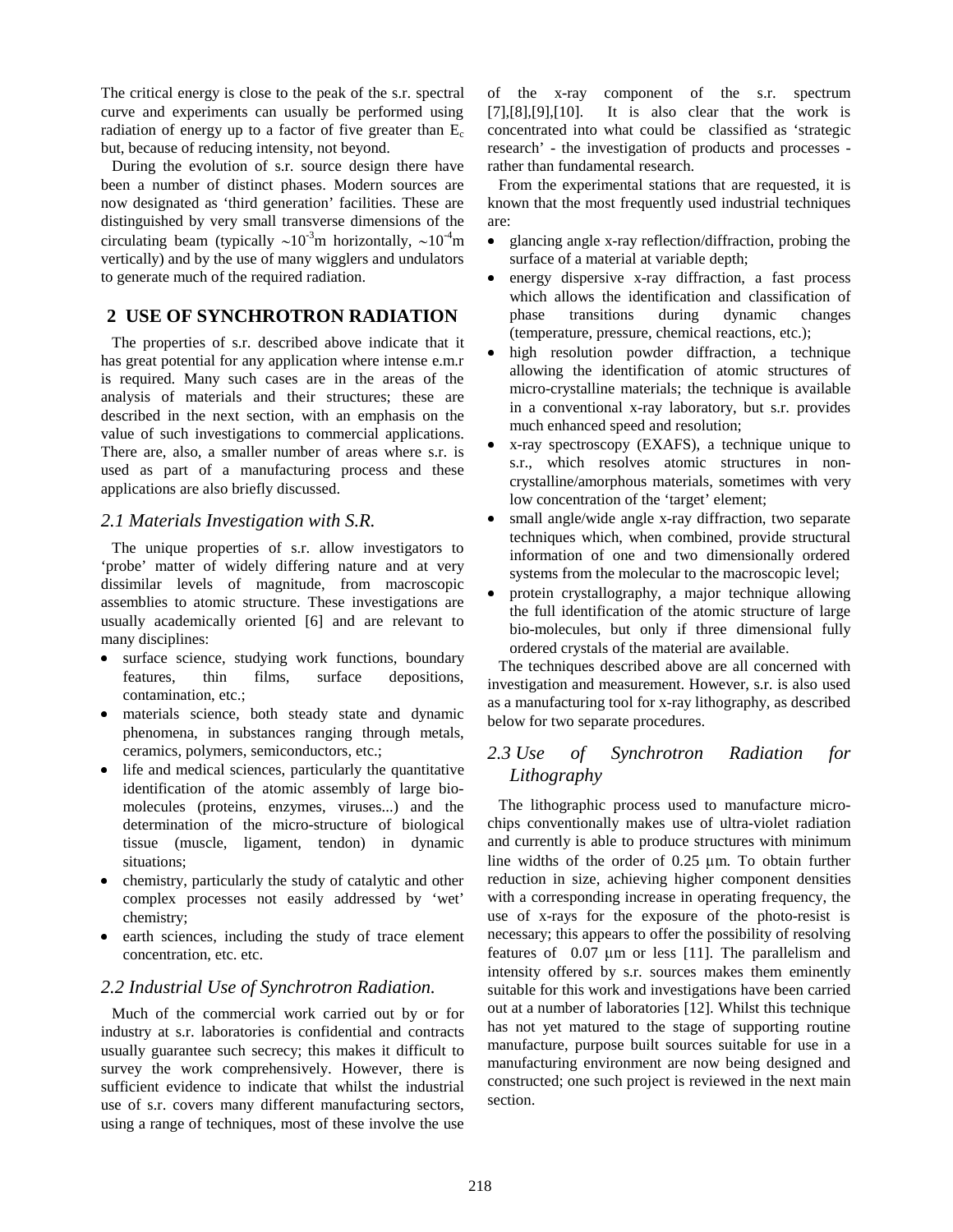The critical energy is close to the peak of the s.r. spectral curve and experiments can usually be performed using radiation of energy up to a factor of five greater than $E_c$ but, because of reducing intensity, not beyond.

During the evolution of s.r. source design there have been a number of distinct phases. Modern sources are now designated as 'third generation' facilities. These are distinguished by very small transverse dimensions of the circulating beam (typically $\sim 10^{-3}$m horizontally, $\sim 10^{-4}$m vertically) and by the use of many wigglers and undulators to generate much of the required radiation.

## 2 USE OF SYNCHROTRON RADIATION

The properties of s.r. described above indicate that it has great potential for any application where intense e.m.r is required. Many such cases are in the areas of the analysis of materials and their structures; these are described in the next section, with an emphasis on the value of such investigations to commercial applications. There are, also, a smaller number of areas where s.r. is used as part of a manufacturing process and these applications are also briefly discussed.

### *2.1 Materials Investigation with S.R.*

The unique properties of s.r. allow investigators to 'probe' matter of widely differing nature and at very dissimilar levels of magnitude, from macroscopic assemblies to atomic structure. These investigations are usually academically oriented [6] and are relevant to many disciplines:

- surface science, studying work functions, boundary features, thin films, surface depositions, contamination, etc.;
- materials science, both steady state and dynamic phenomena, in substances ranging through metals, ceramics, polymers, semiconductors, etc.;
- life and medical sciences, particularly the quantitative identification of the atomic assembly of large bio-molecules (proteins, enzymes, viruses...) and the determination of the micro-structure of biological tissue (muscle, ligament, tendon) in dynamic situations;
- chemistry, particularly the study of catalytic and other complex processes not easily addressed by 'wet' chemistry;
- earth sciences, including the study of trace element concentration, etc. etc.

### *2.2 Industrial Use of Synchrotron Radiation.*

Much of the commercial work carried out by or for industry at s.r. laboratories is confidential and contracts usually guarantee such secrecy; this makes it difficult to survey the work comprehensively. However, there is sufficient evidence to indicate that whilst the industrial use of s.r. covers many different manufacturing sectors, using a range of techniques, most of these involve the use of the x-ray component of the s.r. spectrum [7],[8],[9],[10]. It is also clear that the work is concentrated into what could be classified as 'strategic research' - the investigation of products and processes - rather than fundamental research.

From the experimental stations that are requested, it is known that the most frequently used industrial techniques are:

- glancing angle x-ray reflection/diffraction, probing the surface of a material at variable depth;
- energy dispersive x-ray diffraction, a fast process which allows the identification and classification of phase transitions during dynamic changes (temperature, pressure, chemical reactions, etc.);
- high resolution powder diffraction, a technique allowing the identification of atomic structures of micro-crystalline materials; the technique is available in a conventional x-ray laboratory, but s.r. provides much enhanced speed and resolution;
- x-ray spectroscopy (EXAFS), a technique unique to s.r., which resolves atomic structures in non-crystalline/amorphous materials, sometimes with very low concentration of the 'target' element;
- small angle/wide angle x-ray diffraction, two separate techniques which, when combined, provide structural information of one and two dimensionally ordered systems from the molecular to the macroscopic level;
- protein crystallography, a major technique allowing the full identification of the atomic structure of large bio-molecules, but only if three dimensional fully ordered crystals of the material are available.

The techniques described above are all concerned with investigation and measurement. However, s.r. is also used as a manufacturing tool for x-ray lithography, as described below for two separate procedures.

### *2.3 Use of Synchrotron Radiation for Lithography*

The lithographic process used to manufacture micro-chips conventionally makes use of ultra-violet radiation and currently is able to produce structures with minimum line widths of the order of 0.25 μm. To obtain further reduction in size, achieving higher component densities with a corresponding increase in operating frequency, the use of x-rays for the exposure of the photo-resist is necessary; this appears to offer the possibility of resolving features of 0.07 μm or less [11]. The parallelism and intensity offered by s.r. sources makes them eminently suitable for this work and investigations have been carried out at a number of laboratories [12]. Whilst this technique has not yet matured to the stage of supporting routine manufacture, purpose built sources suitable for use in a manufacturing environment are now being designed and constructed; one such project is reviewed in the next main section.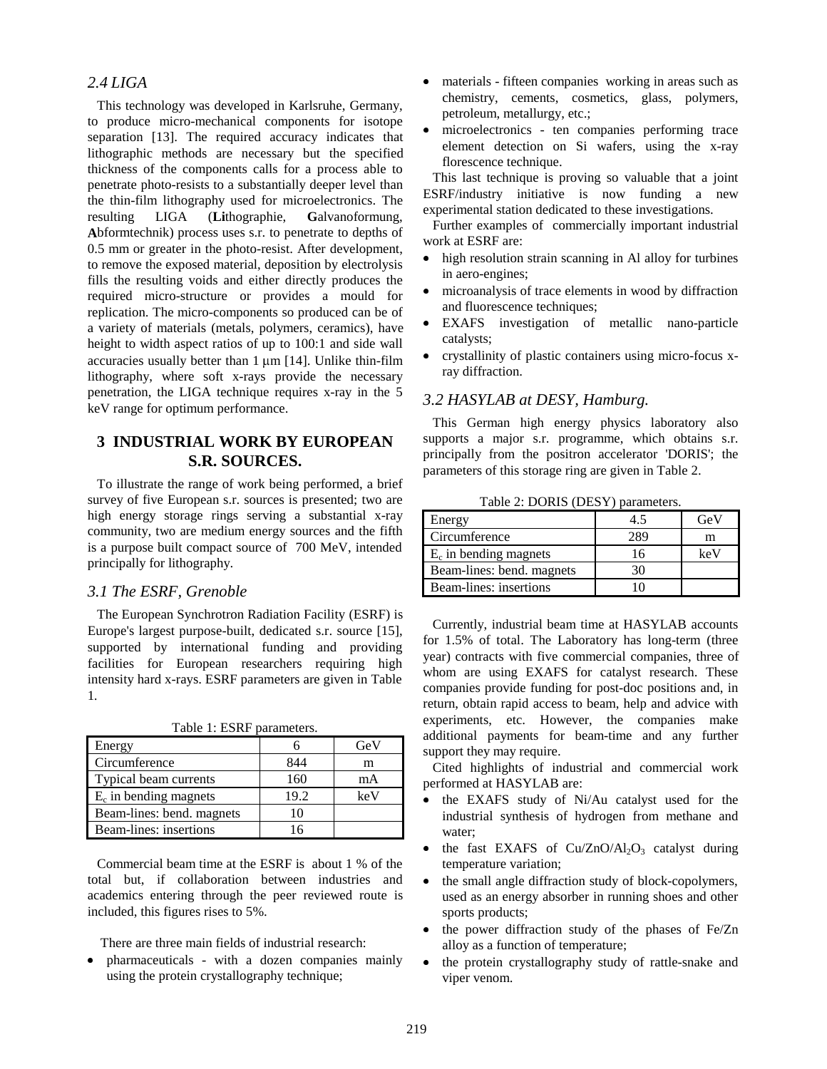### 2.4 LIGA

This technology was developed in Karlsruhe, Germany, to produce micro-mechanical components for isotope separation [13]. The required accuracy indicates that lithographic methods are necessary but the specified thickness of the components calls for a process able to penetrate photo-resists to a substantially deeper level than the thin-film lithography used for microelectronics. The resulting LIGA (**Li**thographie, **G**alvanoformung, **A**bformtechnik) process uses s.r. to penetrate to depths of 0.5 mm or greater in the photo-resist. After development, to remove the exposed material, deposition by electrolysis fills the resulting voids and either directly produces the required micro-structure or provides a mould for replication. The micro-components so produced can be of a variety of materials (metals, polymers, ceramics), have height to width aspect ratios of up to 100:1 and side wall accuracies usually better than 1 μm [14]. Unlike thin-film lithography, where soft x-rays provide the necessary penetration, the LIGA technique requires x-ray in the 5 keV range for optimum performance.

## 3 INDUSTRIAL WORK BY EUROPEAN S.R. SOURCES.

To illustrate the range of work being performed, a brief survey of five European s.r. sources is presented; two are high energy storage rings serving a substantial x-ray community, two are medium energy sources and the fifth is a purpose built compact source of 700 MeV, intended principally for lithography.

### 3.1 The ESRF, Grenoble

The European Synchrotron Radiation Facility (ESRF) is Europe's largest purpose-built, dedicated s.r. source [15], supported by international funding and providing facilities for European researchers requiring high intensity hard x-rays. ESRF parameters are given in Table 1.

Table 1: ESRF parameters.

| Energy | 6 | GeV |
|---|---|---|
| Circumference | 844 | m |
| Typical beam currents | 160 | mA |
| $E_c$ in bending magnets | 19.2 | keV |
| Beam-lines: bend. magnets | 10 | |
| Beam-lines: insertions | 16 | |

Commercial beam time at the ESRF is about 1 % of the total but, if collaboration between industries and academics entering through the peer reviewed route is included, this figures rises to 5%.

There are three main fields of industrial research:

- pharmaceuticals - with a dozen companies mainly using the protein crystallography technique;
- materials - fifteen companies working in areas such as chemistry, cements, cosmetics, glass, polymers, petroleum, metallurgy, etc.;
- microelectronics - ten companies performing trace element detection on Si wafers, using the x-ray florescence technique.

This last technique is proving so valuable that a joint ESRF/industry initiative is now funding a new experimental station dedicated to these investigations.

Further examples of commercially important industrial work at ESRF are:

- high resolution strain scanning in Al alloy for turbines in aero-engines;
- microanalysis of trace elements in wood by diffraction and fluorescence techniques;
- EXAFS investigation of metallic nano-particle catalysts;
- crystallinity of plastic containers using micro-focus x-ray diffraction.

### 3.2 HASYLAB at DESY, Hamburg.

This German high energy physics laboratory also supports a major s.r. programme, which obtains s.r. principally from the positron accelerator 'DORIS'; the parameters of this storage ring are given in Table 2.

Table 2: DORIS (DESY) parameters.

| Energy | 4.5 | GeV |
|---|---|---|
| Circumference | 289 | m |
| $E_c$ in bending magnets | 16 | keV |
| Beam-lines: bend. magnets | 30 | |
| Beam-lines: insertions | 10 | |

Currently, industrial beam time at HASYLAB accounts for 1.5% of total. The Laboratory has long-term (three year) contracts with five commercial companies, three of whom are using EXAFS for catalyst research. These companies provide funding for post-doc positions and, in return, obtain rapid access to beam, help and advice with experiments, etc. However, the companies make additional payments for beam-time and any further support they may require.

Cited highlights of industrial and commercial work performed at HASYLAB are:

- the EXAFS study of Ni/Au catalyst used for the industrial synthesis of hydrogen from methane and water;
- the fast EXAFS of $Cu/ZnO/Al_2O_3$ catalyst during temperature variation;
- the small angle diffraction study of block-copolymers, used as an energy absorber in running shoes and other sports products;
- the power diffraction study of the phases of Fe/Zn alloy as a function of temperature;
- the protein crystallography study of rattle-snake and viper venom.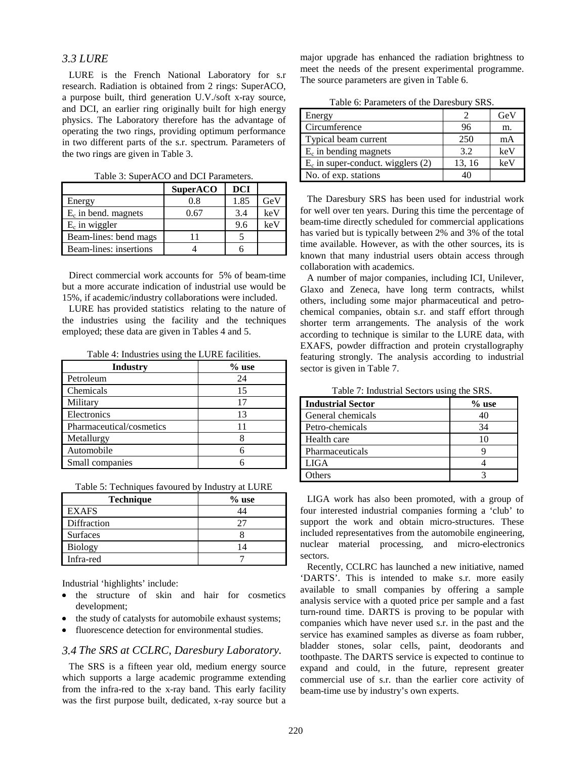### *3.3 LURE*

LURE is the French National Laboratory for s.r research. Radiation is obtained from 2 rings: SuperACO, a purpose built, third generation U.V./soft x-ray source, and DCI, an earlier ring originally built for high energy physics. The Laboratory therefore has the advantage of operating the two rings, providing optimum performance in two different parts of the s.r. spectrum. Parameters of the two rings are given in Table 3.

Table 3: SuperACO and DCI Parameters.

| | **SuperACO** | **DCI** | |
|---|---|---|---|
| Energy | 0.8 | 1.85 | GeV |
| $E_c$ in bend. magnets | 0.67 | 3.4 | keV |
| $E_c$ in wiggler | | 9.6 | keV |
| Beam-lines: bend mags | 11 | 5 | |
| Beam-lines: insertions | 4 | 6 | |

Direct commercial work accounts for 5% of beam-time but a more accurate indication of industrial use would be 15%, if academic/industry collaborations were included.

LURE has provided statistics relating to the nature of the industries using the facility and the techniques employed; these data are given in Tables 4 and 5.

Table 4: Industries using the LURE facilities.

| **Industry** | **% use** |
|---|---|
| Petroleum | 24 |
| Chemicals | 15 |
| Military | 17 |
| Electronics | 13 |
| Pharmaceutical/cosmetics | 11 |
| Metallurgy | 8 |
| Automobile | 6 |
| Small companies | 6 |

Table 5: Techniques favoured by Industry at LURE

| **Technique** | **% use** |
|---|---|
| EXAFS | 44 |
| Diffraction | 27 |
| Surfaces | 8 |
| Biology | 14 |
| Infra-red | 7 |

Industrial 'highlights' include:

- the structure of skin and hair for cosmetics development;
- the study of catalysts for automobile exhaust systems;
- fluorescence detection for environmental studies.

### *3.4 The SRS at CCLRC, Daresbury Laboratory.*

The SRS is a fifteen year old, medium energy source which supports a large academic programme extending from the infra-red to the x-ray band. This early facility was the first purpose built, dedicated, x-ray source but a major upgrade has enhanced the radiation brightness to meet the needs of the present experimental programme. The source parameters are given in Table 6.

Table 6: Parameters of the Daresbury SRS.

| | | |
|---|---|---|
| Energy | 2 | GeV |
| Circumference | 96 | m. |
| Typical beam current | 250 | mA |
| $E_c$ in bending magnets | 3.2 | keV |
| $E_c$ in super-conduct. wigglers (2) | 13, 16 | keV |
| No. of exp. stations | 40 | |

The Daresbury SRS has been used for industrial work for well over ten years. During this time the percentage of beam-time directly scheduled for commercial applications has varied but is typically between 2% and 3% of the total time available. However, as with the other sources, its is known that many industrial users obtain access through collaboration with academics.

A number of major companies, including ICI, Unilever, Glaxo and Zeneca, have long term contracts, whilst others, including some major pharmaceutical and petro-chemical companies, obtain s.r. and staff effort through shorter term arrangements. The analysis of the work according to technique is similar to the LURE data, with EXAFS, powder diffraction and protein crystallography featuring strongly. The analysis according to industrial sector is given in Table 7.

Table 7: Industrial Sectors using the SRS.

| **Industrial Sector** | **% use** |
|---|---|
| General chemicals | 40 |
| Petro-chemicals | 34 |
| Health care | 10 |
| Pharmaceuticals | 9 |
| LIGA | 4 |
| Others | 3 |

LIGA work has also been promoted, with a group of four interested industrial companies forming a 'club' to support the work and obtain micro-structures. These included representatives from the automobile engineering, nuclear material processing, and micro-electronics sectors.

Recently, CCLRC has launched a new initiative, named 'DARTS'. This is intended to make s.r. more easily available to small companies by offering a sample analysis service with a quoted price per sample and a fast turn-round time. DARTS is proving to be popular with companies which have never used s.r. in the past and the service has examined samples as diverse as foam rubber, bladder stones, solar cells, paint, deodorants and toothpaste. The DARTS service is expected to continue to expand and could, in the future, represent greater commercial use of s.r. than the earlier core activity of beam-time use by industry's own experts.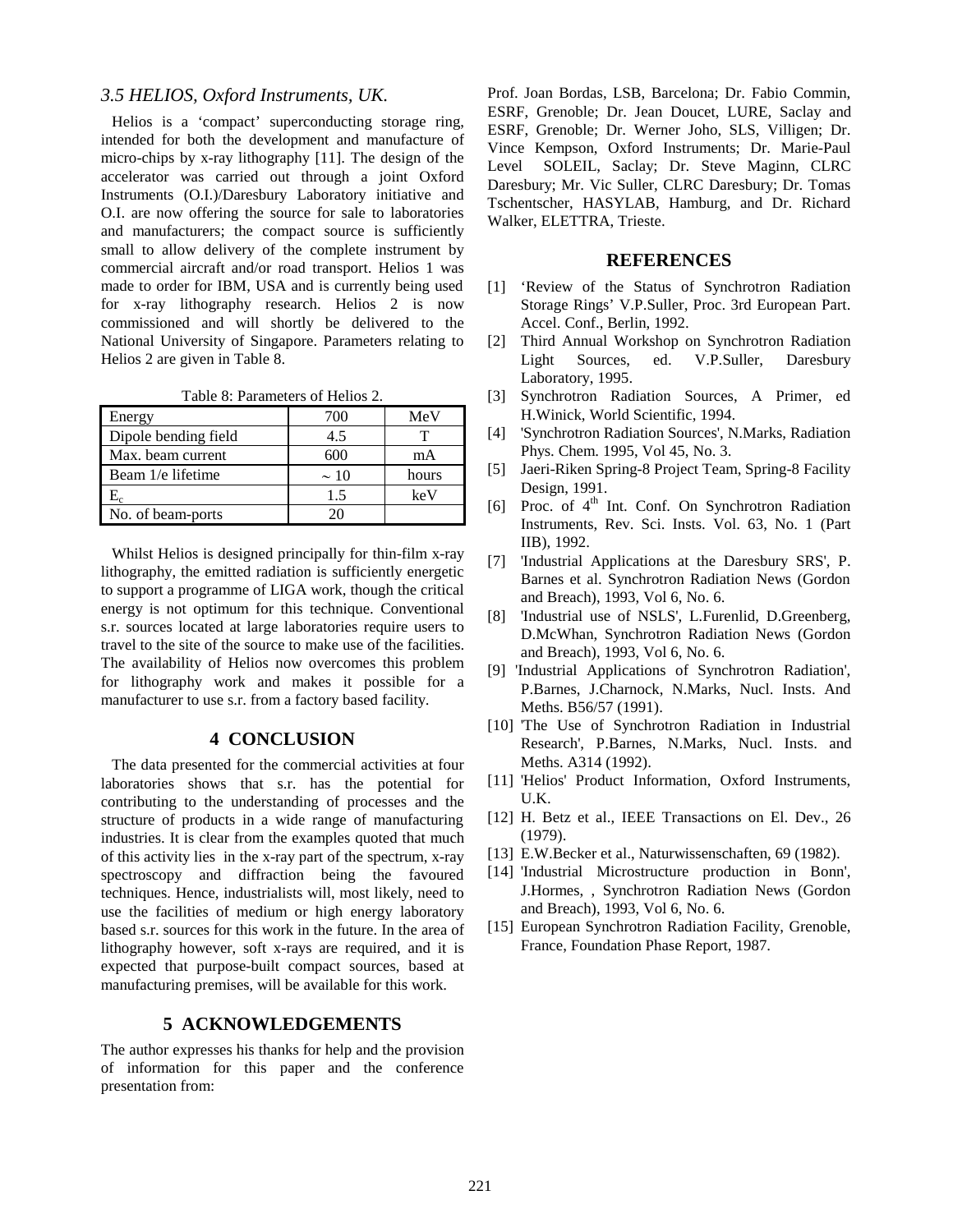### *3.5 HELIOS, Oxford Instruments, UK.*

Helios is a 'compact' superconducting storage ring, intended for both the development and manufacture of micro-chips by x-ray lithography [11]. The design of the accelerator was carried out through a joint Oxford Instruments (O.I.)/Daresbury Laboratory initiative and O.I. are now offering the source for sale to laboratories and manufacturers; the compact source is sufficiently small to allow delivery of the complete instrument by commercial aircraft and/or road transport. Helios 1 was made to order for IBM, USA and is currently being used for x-ray lithography research. Helios 2 is now commissioned and will shortly be delivered to the National University of Singapore. Parameters relating to Helios 2 are given in Table 8.

Table 8: Parameters of Helios 2.

| | | |
|---|---|---|
| Energy | 700 | MeV |
| Dipole bending field | 4.5 | T |
| Max. beam current | 600 | mA |
| Beam 1/e lifetime | $\sim 10$ | hours |
| $E_c$ | 1.5 | keV |
| No. of beam-ports | 20 | |

Whilst Helios is designed principally for thin-film x-ray lithography, the emitted radiation is sufficiently energetic to support a programme of LIGA work, though the critical energy is not optimum for this technique. Conventional s.r. sources located at large laboratories require users to travel to the site of the source to make use of the facilities. The availability of Helios now overcomes this problem for lithography work and makes it possible for a manufacturer to use s.r. from a factory based facility.

## 4 CONCLUSION

The data presented for the commercial activities at four laboratories shows that s.r. has the potential for contributing to the understanding of processes and the structure of products in a wide range of manufacturing industries. It is clear from the examples quoted that much of this activity lies in the x-ray part of the spectrum, x-ray spectroscopy and diffraction being the favoured techniques. Hence, industrialists will, most likely, need to use the facilities of medium or high energy laboratory based s.r. sources for this work in the future. In the area of lithography however, soft x-rays are required, and it is expected that purpose-built compact sources, based at manufacturing premises, will be available for this work.

## 5 ACKNOWLEDGEMENTS

The author expresses his thanks for help and the provision of information for this paper and the conference presentation from:

Prof. Joan Bordas, LSB, Barcelona; Dr. Fabio Commin, ESRF, Grenoble; Dr. Jean Doucet, LURE, Saclay and ESRF, Grenoble; Dr. Werner Joho, SLS, Villigen; Dr. Vince Kempson, Oxford Instruments; Dr. Marie-Paul Level SOLEIL, Saclay; Dr. Steve Maginn, CLRC Daresbury; Mr. Vic Suller, CLRC Daresbury; Dr. Tomas Tschentscher, HASYLAB, Hamburg, and Dr. Richard Walker, ELETTRA, Trieste.

## REFERENCES

[1] 'Review of the Status of Synchrotron Radiation Storage Rings' V.P.Suller, Proc. 3rd European Part. Accel. Conf., Berlin, 1992.

[2] Third Annual Workshop on Synchrotron Radiation Light Sources, ed. V.P.Suller, Daresbury Laboratory, 1995.

[3] Synchrotron Radiation Sources, A Primer, ed H.Winick, World Scientific, 1994.

[4] 'Synchrotron Radiation Sources', N.Marks, Radiation Phys. Chem. 1995, Vol 45, No. 3.

[5] Jaeri-Riken Spring-8 Project Team, Spring-8 Facility Design, 1991.

[6] Proc. of 4th Int. Conf. On Synchrotron Radiation Instruments, Rev. Sci. Insts. Vol. 63, No. 1 (Part IIB), 1992.

[7] 'Industrial Applications at the Daresbury SRS', P. Barnes et al. Synchrotron Radiation News (Gordon and Breach), 1993, Vol 6, No. 6.

[8] 'Industrial use of NSLS', L.Furenlid, D.Greenberg, D.McWhan, Synchrotron Radiation News (Gordon and Breach), 1993, Vol 6, No. 6.

[9] 'Industrial Applications of Synchrotron Radiation', P.Barnes, J.Charnock, N.Marks, Nucl. Insts. And Meths. B56/57 (1991).

[10] 'The Use of Synchrotron Radiation in Industrial Research', P.Barnes, N.Marks, Nucl. Insts. and Meths. A314 (1992).

[11] 'Helios' Product Information, Oxford Instruments, U.K.

[12] H. Betz et al., IEEE Transactions on El. Dev., 26 (1979).

[13] E.W.Becker et al., Naturwissenschaften, 69 (1982).

[14] 'Industrial Microstructure production in Bonn', J.Hormes, , Synchrotron Radiation News (Gordon and Breach), 1993, Vol 6, No. 6.

[15] European Synchrotron Radiation Facility, Grenoble, France, Foundation Phase Report, 1987.